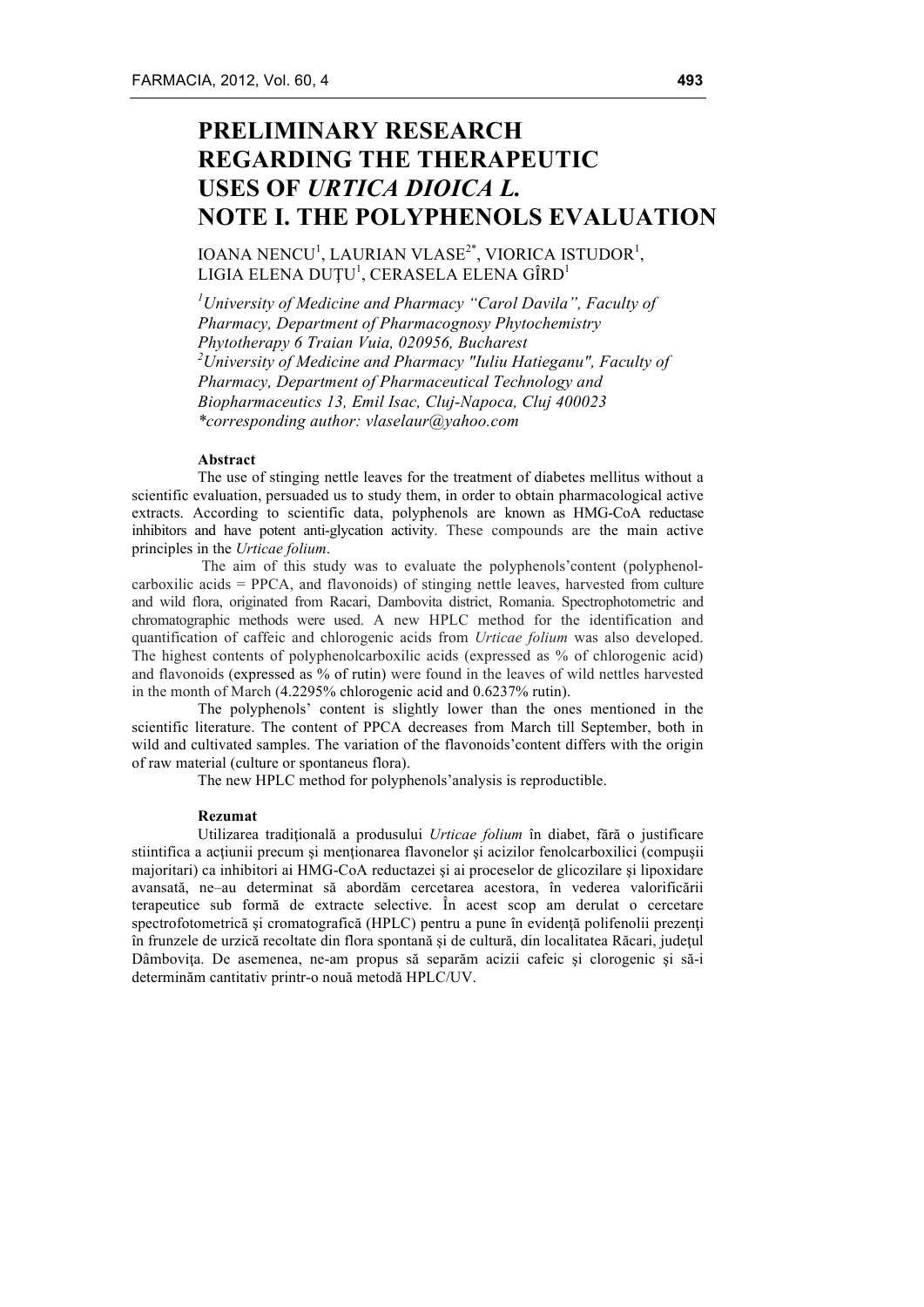# PRELIMINARY RESEARCH REGARDING THE THERAPEUTIC USES OF *URTICA DIOICA L.* NOTE I. THE POLYPHENOLS EVALUATION

IOANA NENCU[1], LAURIAN VLASE[2*], VIORICA ISTUDOR[1], LIGIA ELENA DUŢU[1], CERASELA ELENA GÎRD[1]

*[1]University of Medicine and Pharmacy "Carol Davila", Faculty of Pharmacy, Department of Pharmacognosy Phytochemistry Phytotherapy 6 Traian Vuia, 020956, Bucharest*
*[2]University of Medicine and Pharmacy "Iuliu Hatieganu", Faculty of Pharmacy, Department of Pharmaceutical Technology and Biopharmaceutics 13, Emil Isac, Cluj-Napoca, Cluj 400023*
*\*corresponding author: vlaselaur@yahoo.com*

**Abstract**

The use of stinging nettle leaves for the treatment of diabetes mellitus without a scientific evaluation, persuaded us to study them, in order to obtain pharmacological active extracts. According to scientific data, polyphenols are known as HMG-CoA reductase inhibitors and have potent anti-glycation activity. These compounds are the main active principles in the *Urticae folium*.

The aim of this study was to evaluate the polyphenols'content (polyphenol-carboxilic acids = PPCA, and flavonoids) of stinging nettle leaves, harvested from culture and wild flora, originated from Racari, Dambovita district, Romania. Spectrophotometric and chromatographic methods were used. A new HPLC method for the identification and quantification of caffeic and chlorogenic acids from *Urticae folium* was also developed. The highest contents of polyphenolcarboxilic acids (expressed as % of chlorogenic acid) and flavonoids (expressed as % of rutin) were found in the leaves of wild nettles harvested in the month of March (4.2295% chlorogenic acid and 0.6237% rutin).

The polyphenols' content is slightly lower than the ones mentioned in the scientific literature. The content of PPCA decreases from March till September, both in wild and cultivated samples. The variation of the flavonoids'content differs with the origin of raw material (culture or spontaneus flora).

The new HPLC method for polyphenols'analysis is reproductible.

**Rezumat**

Utilizarea tradiţională a produsului *Urticae folium* în diabet, fără o justificare stiintifica a acţiunii precum şi menţionarea flavonelor şi acizilor fenolcarboxilici (compuşii majoritari) ca inhibitori ai HMG-CoA reductazei şi ai proceselor de glicozilare şi lipoxidare avansată, ne–au determinat să abordăm cercetarea acestora, în vederea valorificării terapeutice sub formă de extracte selective. În acest scop am derulat o cercetare spectrofotometrică şi cromatografică (HPLC) pentru a pune în evidenţă polifenolii prezenţi în frunzele de urzică recoltate din flora spontană şi de cultură, din localitatea Răcari, judeţul Dâmboviţa. De asemenea, ne-am propus să separăm acizii cafeic şi clorogenic şi să-i determinăm cantitativ printr-o nouă metodă HPLC/UV.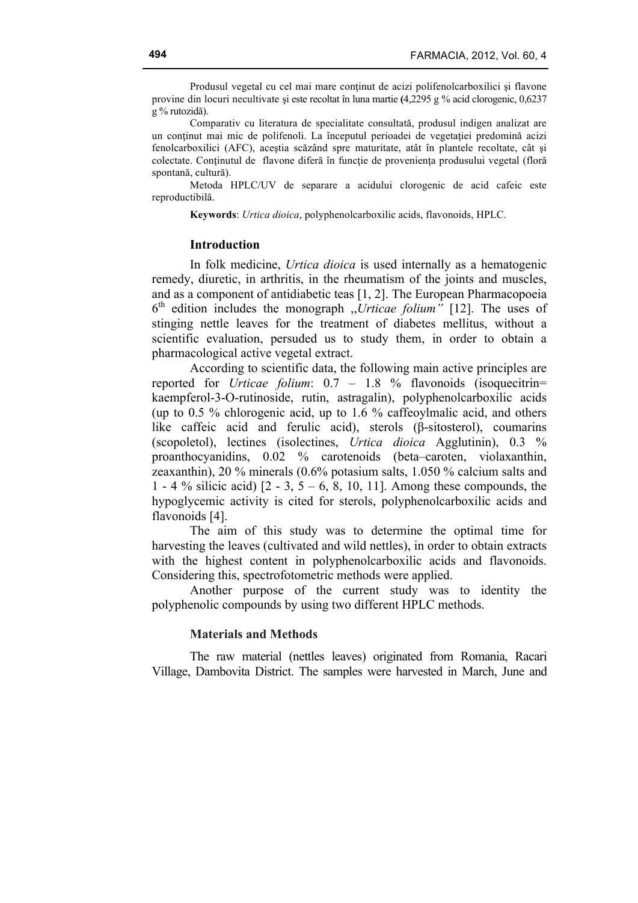Produsul vegetal cu cel mai mare conţinut de acizi polifenolcarboxilici şi flavone provine din locuri necultivate şi este recoltat în luna martie (4,2295 g % acid clorogenic, 0,6237 g % rutozidă).

Comparativ cu literatura de specialitate consultată, produsul indigen analizat are un conţinut mai mic de polifenoli. La începutul perioadei de vegetaţiei predomină acizi fenolcarboxilici (AFC), aceştia scăzând spre maturitate, atât în plantele recoltate, cât şi colectate. Conţinutul de flavone diferă în funcţie de provenienţa produsului vegetal (floră spontană, cultură).

Metoda HPLC/UV de separare a acidului clorogenic de acid cafeic este reproductibilă.

**Keywords**: *Urtica dioica*, polyphenolcarboxilic acids, flavonoids, HPLC.

## Introduction

In folk medicine, *Urtica dioica* is used internally as a hematogenic remedy, diuretic, in arthritis, in the rheumatism of the joints and muscles, and as a component of antidiabetic teas [1, 2]. The European Pharmacopoeia 6$^{th}$ edition includes the monograph „*Urticae folium”* [12]. The uses of stinging nettle leaves for the treatment of diabetes mellitus, without a scientific evaluation, persuded us to study them, in order to obtain a pharmacological active vegetal extract.

According to scientific data, the following main active principles are reported for *Urticae folium*: 0.7 – 1.8 % flavonoids (isoquecitrin= kaempferol-3-O-rutinoside, rutin, astragalin), polyphenolcarboxilic acids (up to 0.5 % chlorogenic acid, up to 1.6 % caffeoylmalic acid, and others like caffeic acid and ferulic acid), sterols (β-sitosterol), coumarins (scopoletol), lectines (isolectines, *Urtica dioica* Agglutinin), 0.3 % proanthocyanidins, 0.02 % carotenoids (beta–caroten, violaxanthin, zeaxanthin), 20 % minerals (0.6% potasium salts, 1.050 % calcium salts and 1 - 4 % silicic acid) [2 - 3, 5 – 6, 8, 10, 11]. Among these compounds, the hypoglycemic activity is cited for sterols, polyphenolcarboxilic acids and flavonoids [4].

The aim of this study was to determine the optimal time for harvesting the leaves (cultivated and wild nettles), in order to obtain extracts with the highest content in polyphenolcarboxilic acids and flavonoids. Considering this, spectrofotometric methods were applied.

Another purpose of the current study was to identity the polyphenolic compounds by using two different HPLC methods.

## Materials and Methods

The raw material (nettles leaves) originated from Romania, Racari Village, Dambovita District. The samples were harvested in March, June and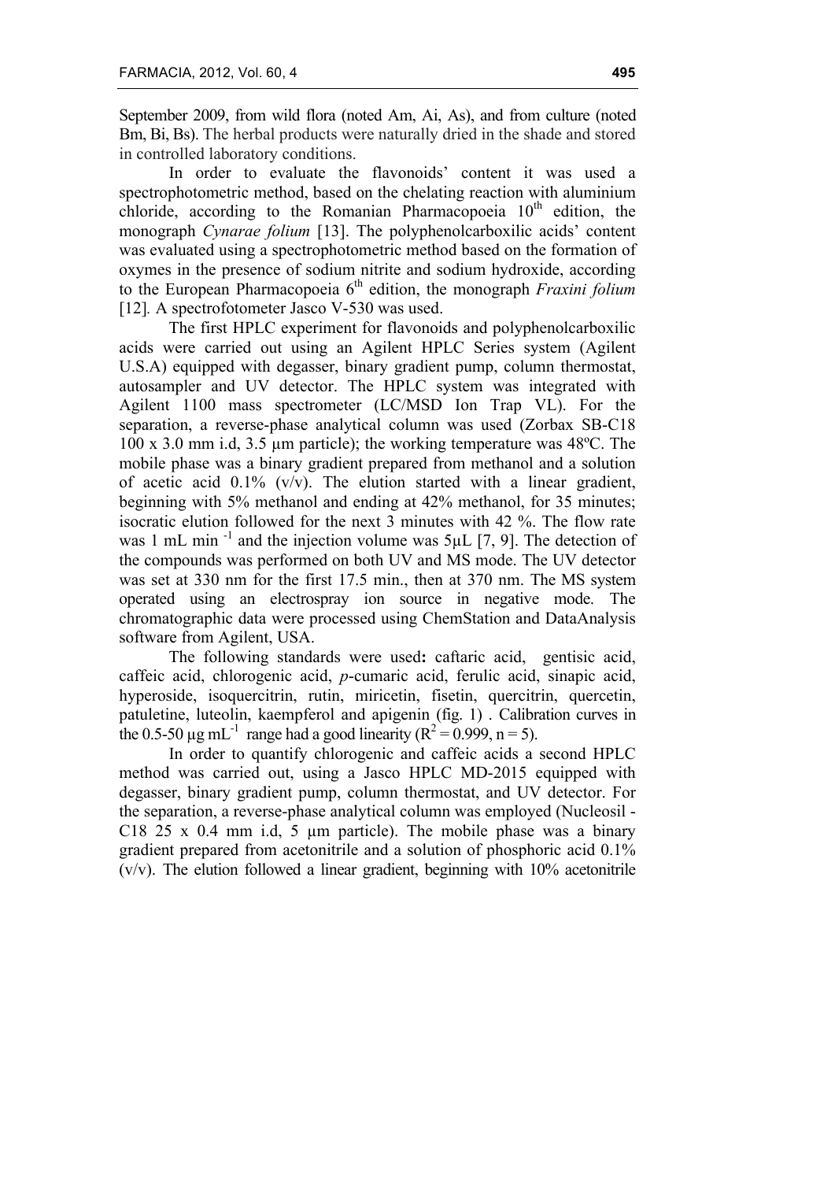September 2009, from wild flora (noted Am, Ai, As), and from culture (noted Bm, Bi, Bs). The herbal products were naturally dried in the shade and stored in controlled laboratory conditions.

In order to evaluate the flavonoids' content it was used a spectrophotometric method, based on the chelating reaction with aluminium chloride, according to the Romanian Pharmacopoeia 10[th] edition, the monograph *Cynarae folium* [13]. The polyphenolcarboxilic acids' content was evaluated using a spectrophotometric method based on the formation of oxymes in the presence of sodium nitrite and sodium hydroxide, according to the European Pharmacopoeia 6[th] edition, the monograph *Fraxini folium* [12]. A spectrofotometer Jasco V-530 was used.

The first HPLC experiment for flavonoids and polyphenolcarboxilic acids were carried out using an Agilent HPLC Series system (Agilent U.S.A) equipped with degasser, binary gradient pump, column thermostat, autosampler and UV detector. The HPLC system was integrated with Agilent 1100 mass spectrometer (LC/MSD Ion Trap VL). For the separation, a reverse-phase analytical column was used (Zorbax SB-C18 100 x 3.0 mm i.d, 3.5 μm particle); the working temperature was 48ºC. The mobile phase was a binary gradient prepared from methanol and a solution of acetic acid 0.1% (v/v). The elution started with a linear gradient, beginning with 5% methanol and ending at 42% methanol, for 35 minutes; isocratic elution followed for the next 3 minutes with 42 %. The flow rate was 1 mL min $^{-1}$ and the injection volume was 5μL [7, 9]. The detection of the compounds was performed on both UV and MS mode. The UV detector was set at 330 nm for the first 17.5 min., then at 370 nm. The MS system operated using an electrospray ion source in negative mode. The chromatographic data were processed using ChemStation and DataAnalysis software from Agilent, USA.

The following standards were used**:** caftaric acid, gentisic acid, caffeic acid, chlorogenic acid, *p*-cumaric acid, ferulic acid, sinapic acid, hyperoside, isoquercitrin, rutin, miricetin, fisetin, quercitrin, quercetin, patuletine, luteolin, kaempferol and apigenin (fig. 1) . Calibration curves in the 0.5-50 μg mL$^{-1}$ range had a good linearity ($R^2 = 0.999$, n = 5).

In order to quantify chlorogenic and caffeic acids a second HPLC method was carried out, using a Jasco HPLC MD-2015 equipped with degasser, binary gradient pump, column thermostat, and UV detector. For the separation, a reverse-phase analytical column was employed (Nucleosil - C18 25 x 0.4 mm i.d, 5 μm particle). The mobile phase was a binary gradient prepared from acetonitrile and a solution of phosphoric acid 0.1% (v/v). The elution followed a linear gradient, beginning with 10% acetonitrile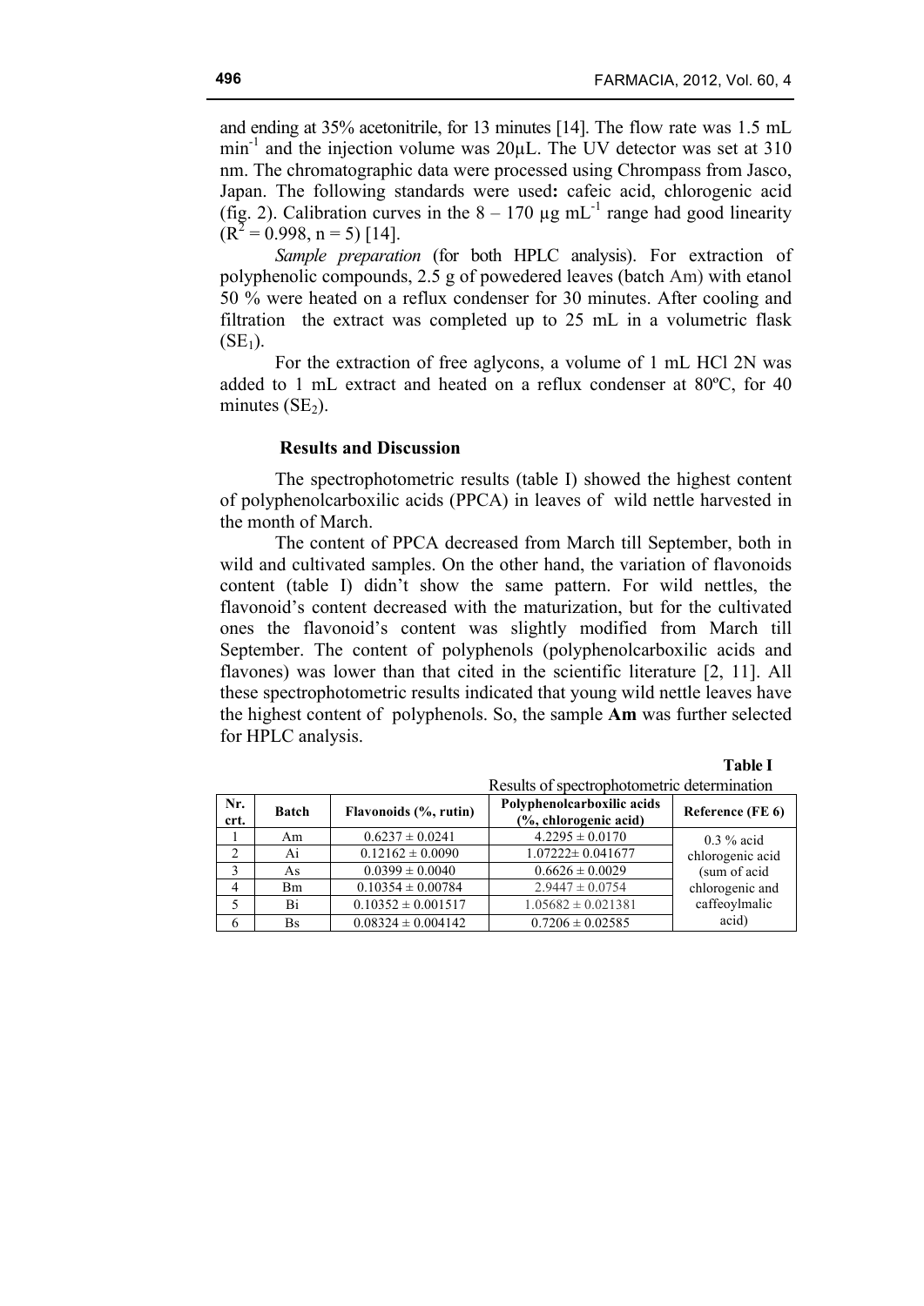and ending at 35% acetonitrile, for 13 minutes [14]. The flow rate was 1.5 mL $min^{-1}$ and the injection volume was 20µL. The UV detector was set at 310 nm. The chromatographic data were processed using Chrompass from Jasco, Japan. The following standards were used**:** cafeic acid, chlorogenic acid (fig. 2). Calibration curves in the 8 – 170 µg $mL^{-1}$ range had good linearity ($R^2$ = 0.998, n = 5) [14].

*Sample preparation* (for both HPLC analysis). For extraction of polyphenolic compounds, 2.5 g of powedered leaves (batch Am) with etanol 50 % were heated on a reflux condenser for 30 minutes. After cooling and filtration the extract was completed up to 25 mL in a volumetric flask ($SE_1$).

For the extraction of free aglycons, a volume of 1 mL HCl 2N was added to 1 mL extract and heated on a reflux condenser at 80ºC, for 40 minutes ($SE_2$).

## Results and Discussion

The spectrophotometric results (table I) showed the highest content of polyphenolcarboxilic acids (PPCA) in leaves of wild nettle harvested in the month of March.

The content of PPCA decreased from March till September, both in wild and cultivated samples. On the other hand, the variation of flavonoids content (table I) didn't show the same pattern. For wild nettles, the flavonoid's content decreased with the maturization, but for the cultivated ones the flavonoid's content was slightly modified from March till September. The content of polyphenols (polyphenolcarboxilic acids and flavones) was lower than that cited in the scientific literature [2, 11]. All these spectrophotometric results indicated that young wild nettle leaves have the highest content of polyphenols. So, the sample **Am** was further selected for HPLC analysis.

**Table I**

Results of spectrophotometric determination

| Nr. crt. | Batch | Flavonoids (%, rutin) | Polyphenolcarboxilic acids (%, chlorogenic acid) | Reference (FE 6) |
|---|---|---|---|---|
| 1 | Am | 0.6237 ± 0.0241 | 4.2295 ± 0.0170 | 0.3 % acid chlorogenic acid (sum of acid chlorogenic and caffeoylmalic acid) |
| 2 | Ai | 0.12162 ± 0.0090 | 1.07222± 0.041677 | |
| 3 | As | 0.0399 ± 0.0040 | 0.6626 ± 0.0029 | |
| 4 | Bm | 0.10354 ± 0.00784 | 2.9447 ± 0.0754 | |
| 5 | Bi | 0.10352 ± 0.001517 | 1.05682 ± 0.021381 | |
| 6 | Bs | 0.08324 ± 0.004142 | 0.7206 ± 0.02585 | |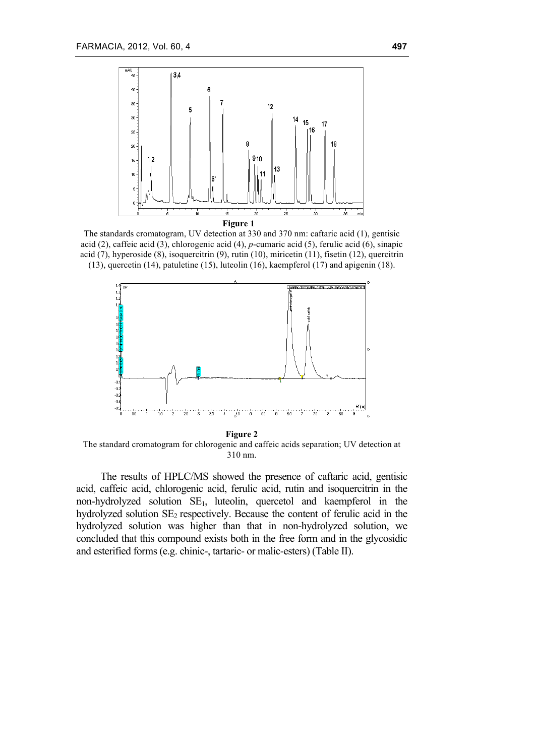mAU

45

40

35

30

25

20

15

10

5

0

0 5 10 15 20 25 30 35 min

1,2 3,4 5 6 6' 7 8 9 10 11 12 13 14 15 16 17 18

**Figure 1**

The standards cromatogram, UV detection at 330 and 370 nm: caftaric acid (1), gentisic acid (2), caffeic acid (3), chlorogenic acid (4), *p*-cumaric acid (5), ferulic acid (6), sinapic acid (7), hyperoside (8), isoquercitrin (9), rutin (10), miricetin (11), fisetin (12), quercitrin (13), quercetin (14), patuletine (15), luteolin (16), kaempferol (17) and apigenin (18).

mV

1.4

1.3

1.2

1.1

RT [min]

0 0.5 1 1.5 2 2.5 3 3.5 4 4.5 5 5.5 6 6.5 7 7.5 8 8.5 9

acid cafeic

**Figure 2**

The standard cromatogram for chlorogenic and caffeic acids separation; UV detection at 310 nm.

The results of HPLC/MS showed the presence of caftaric acid, gentisic acid, caffeic acid, chlorogenic acid, ferulic acid, rutin and isoquercitrin in the non-hydrolyzed solution $SE_1$, luteolin, quercetol and kaempferol in the hydrolyzed solution $SE_2$ respectively. Because the content of ferulic acid in the hydrolyzed solution was higher than that in non-hydrolyzed solution, we concluded that this compound exists both in the free form and in the glycosidic and esterified forms (e.g. chinic-, tartaric- or malic-esters) (Table II).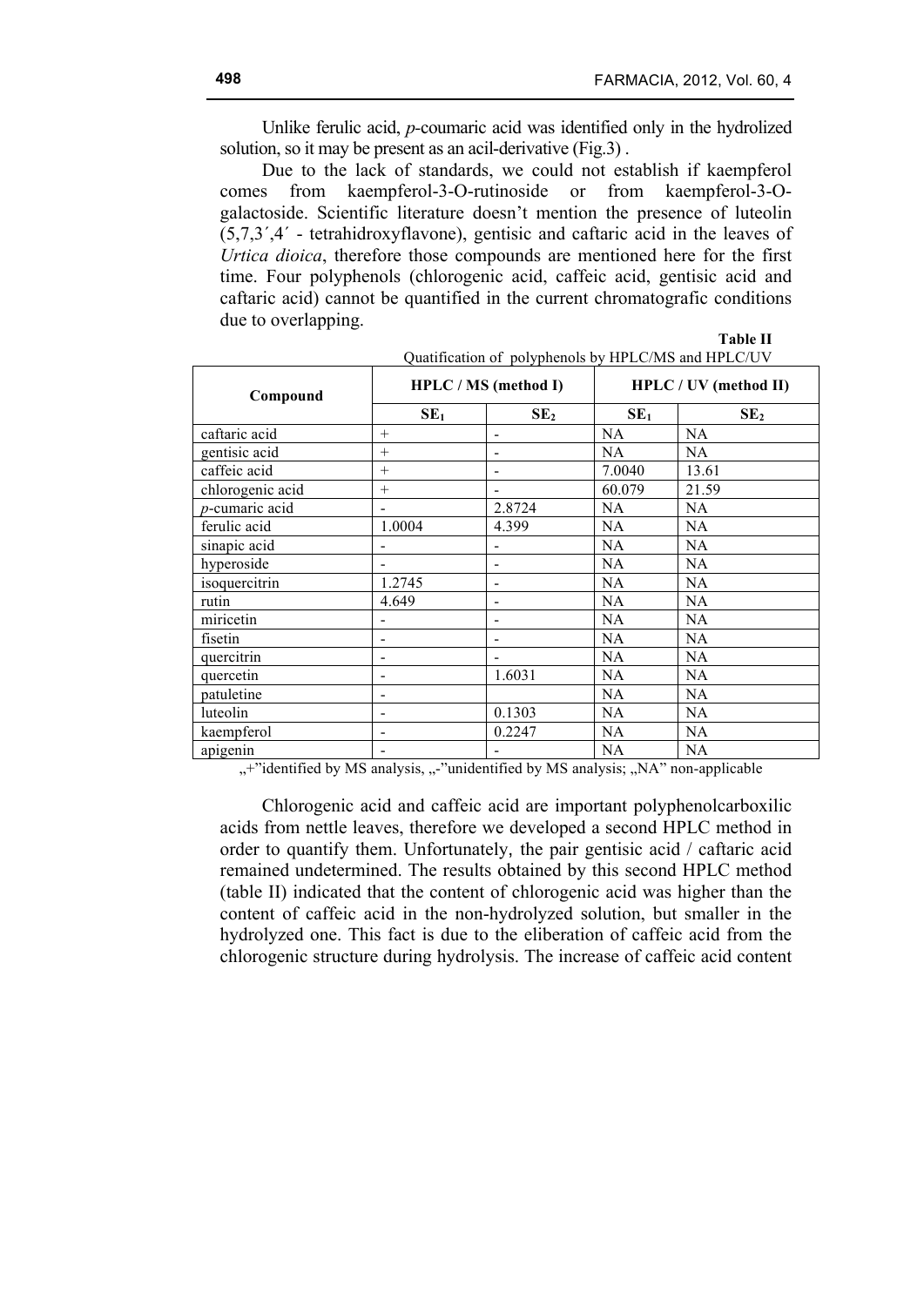Unlike ferulic acid, *p*-coumaric acid was identified only in the hydrolized solution, so it may be present as an acil-derivative (Fig.3) .

Due to the lack of standards, we could not establish if kaempferol comes from kaempferol-3-O-rutinoside or from kaempferol-3-O-galactoside. Scientific literature doesn't mention the presence of luteolin (5,7,3´,4´ - tetrahidroxyflavone), gentisic and caftaric acid in the leaves of *Urtica dioica*, therefore those compounds are mentioned here for the first time. Four polyphenols (chlorogenic acid, caffeic acid, gentisic acid and caftaric acid) cannot be quantified in the current chromatografic conditions due to overlapping.

**Table II**

Quatification of polyphenols by HPLC/MS and HPLC/UV

| Compound | HPLC / MS (method I) | | HPLC / UV (method II) | |
|---|---|---|---|---|
| | $SE_1$ | $SE_2$ | $SE_1$ | $SE_2$ |
| caftaric acid | + | - | NA | NA |
| gentisic acid | + | - | NA | NA |
| caffeic acid | + | - | 7.0040 | 13.61 |
| chlorogenic acid | + | - | 60.079 | 21.59 |
| *p*-cumaric acid | - | 2.8724 | NA | NA |
| ferulic acid | 1.0004 | 4.399 | NA | NA |
| sinapic acid | - | - | NA | NA |
| hyperoside | - | - | NA | NA |
| isoquercitrin | 1.2745 | - | NA | NA |
| rutin | 4.649 | - | NA | NA |
| miricetin | - | - | NA | NA |
| fisetin | - | - | NA | NA |
| quercitrin | - | - | NA | NA |
| quercetin | - | 1.6031 | NA | NA |
| patuletine | - | | NA | NA |
| luteolin | - | 0.1303 | NA | NA |
| kaempferol | - | 0.2247 | NA | NA |
| apigenin | - | - | NA | NA |

„+"identified by MS analysis, „-"unidentified by MS analysis; „NA" non-applicable

Chlorogenic acid and caffeic acid are important polyphenolcarboxilic acids from nettle leaves, therefore we developed a second HPLC method in order to quantify them. Unfortunately, the pair gentisic acid / caftaric acid remained undetermined. The results obtained by this second HPLC method (table II) indicated that the content of chlorogenic acid was higher than the content of caffeic acid in the non-hydrolyzed solution, but smaller in the hydrolyzed one. This fact is due to the eliberation of caffeic acid from the chlorogenic structure during hydrolysis. The increase of caffeic acid content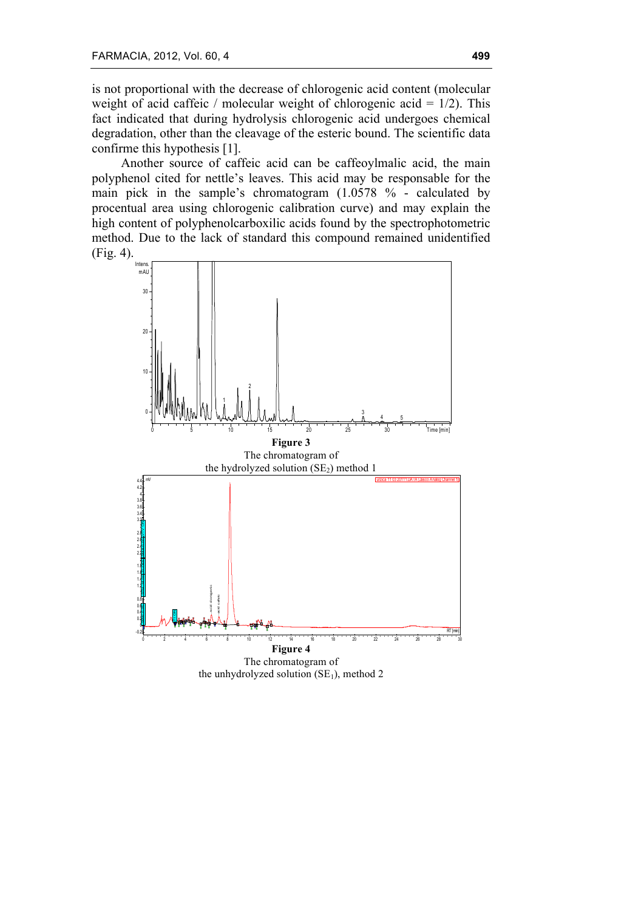is not proportional with the decrease of chlorogenic acid content (molecular weight of acid caffeic / molecular weight of chlorogenic acid = 1/2). This fact indicated that during hydrolysis chlorogenic acid undergoes chemical degradation, other than the cleavage of the esteric bound. The scientific data confirme this hypothesis [1].

Another source of caffeic acid can be caffeoylmalic acid, the main polyphenol cited for nettle's leaves. This acid may be responsable for the main pick in the sample's chromatogram (1.0578 % - calculated by procentual area using chlorogenic calibration curve) and may explain the high content of polyphenolcarboxilic acids found by the spectrophotometric method. Due to the lack of standard this compound remained unidentified (Fig. 4).

Intens.
mAU
30
20
10
0
1
2
3
4
5
0
5
10
15
20
25
30
Time [min]

**Figure 3**
The chromatogram of
the hydrolyzed solution ($SE_2$) method 1

mV
acid clorogenic
acid cafeic
RT [min]
0
2
4
6
8
10
12
14
16
18
20
22
24
26
28
30

**Figure 4**
The chromatogram of
the unhydrolyzed solution ($SE_1$), method 2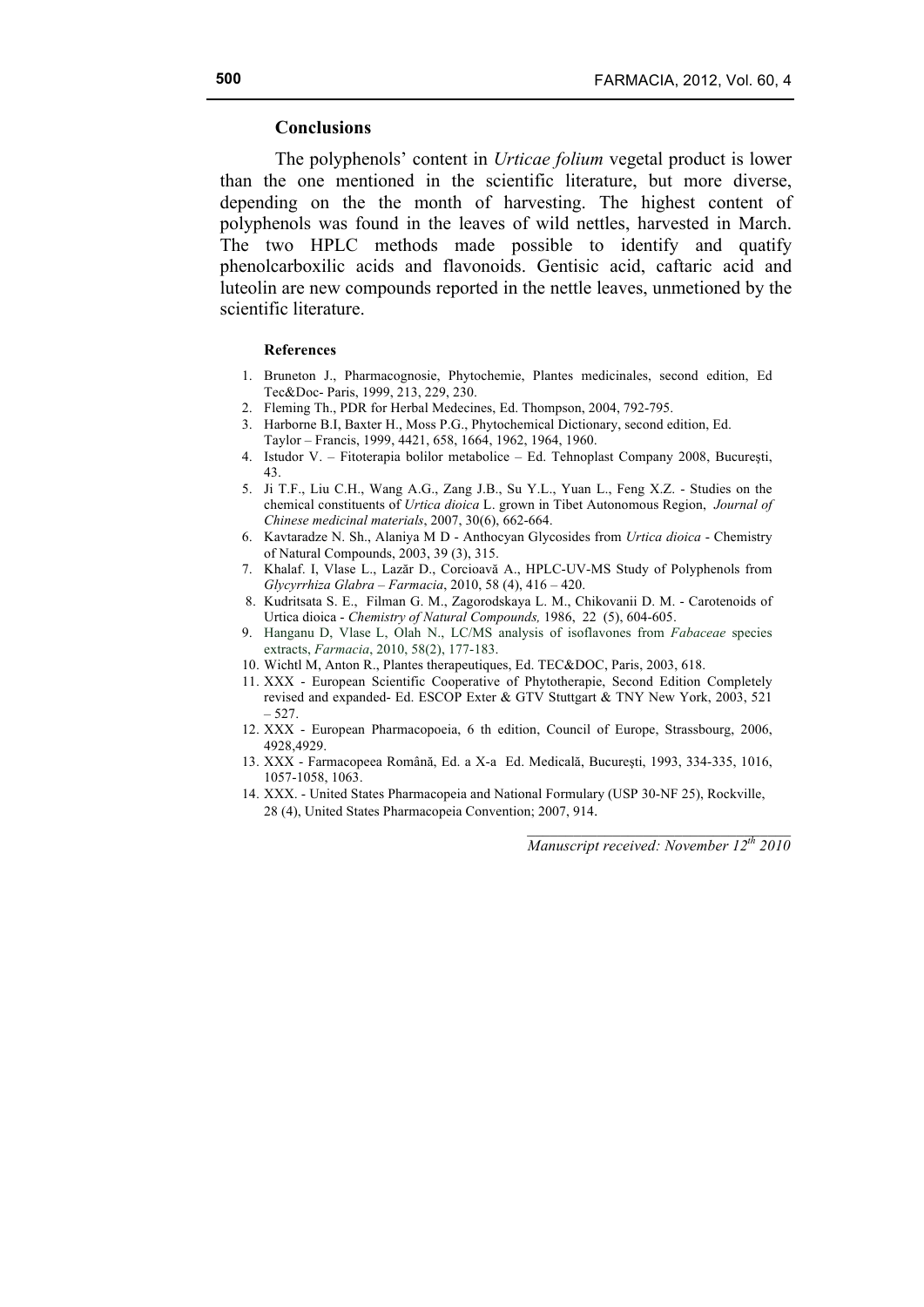## Conclusions

The polyphenols' content in *Urticae folium* vegetal product is lower than the one mentioned in the scientific literature, but more diverse, depending on the the month of harvesting. The highest content of polyphenols was found in the leaves of wild nettles, harvested in March. The two HPLC methods made possible to identify and quatify phenolcarboxilic acids and flavonoids. Gentisic acid, caftaric acid and luteolin are new compounds reported in the nettle leaves, unmetioned by the scientific literature.

### References

1. Bruneton J., Pharmacognosie, Phytochemie, Plantes medicinales, second edition, Ed Tec&Doc- Paris, 1999, 213, 229, 230.
2. Fleming Th., PDR for Herbal Medecines, Ed. Thompson, 2004, 792-795.
3. Harborne B.I, Baxter H., Moss P.G., Phytochemical Dictionary, second edition, Ed. Taylor – Francis, 1999, 4421, 658, 1664, 1962, 1964, 1960.
4. Istudor V. – Fitoterapia bolilor metabolice – Ed. Tehnoplast Company 2008, Bucureşti, 43.
5. Ji T.F., Liu C.H., Wang A.G., Zang J.B., Su Y.L., Yuan L., Feng X.Z. - Studies on the chemical constituents of *Urtica dioica* L. grown in Tibet Autonomous Region, *Journal of Chinese medicinal materials*, 2007, 30(6), 662-664.
6. Kavtaradze N. Sh., Alaniya M D - Anthocyan Glycosides from *Urtica dioica* - Chemistry of Natural Compounds, 2003, 39 (3), 315.
7. Khalaf. I, Vlase L., Lazăr D., Corcioavă A., HPLC-UV-MS Study of Polyphenols from *Glycyrrhiza Glabra – Farmacia*, 2010, 58 (4), 416 – 420.
8. Kudritsata S. E., Filman G. M., Zagorodskaya L. M., Chikovanii D. M. - Carotenoids of Urtica dioica - *Chemistry of Natural Compounds,* 1986, 22 (5), 604-605.
9. Hanganu D, Vlase L, Olah N., LC/MS analysis of isoflavones from *Fabaceae* species extracts, *Farmacia*, 2010, 58(2), 177-183.
10. Wichtl M, Anton R., Plantes therapeutiques, Ed. TEC&DOC, Paris, 2003, 618.
11. XXX - European Scientific Cooperative of Phytotherapie, Second Edition Completely revised and expanded- Ed. ESCOP Exter & GTV Stuttgart & TNY New York, 2003, 521 – 527.
12. XXX - European Pharmacopoeia, 6 th edition, Council of Europe, Strassbourg, 2006, 4928,4929.
13. XXX - Farmacopeea Română, Ed. a X-a Ed. Medicală, Bucureşti, 1993, 334-335, 1016, 1057-1058, 1063.
14. XXX. - United States Pharmacopeia and National Formulary (USP 30-NF 25), Rockville, 28 (4), United States Pharmacopeia Convention; 2007, 914.

*Manuscript received: November 12th 2010*